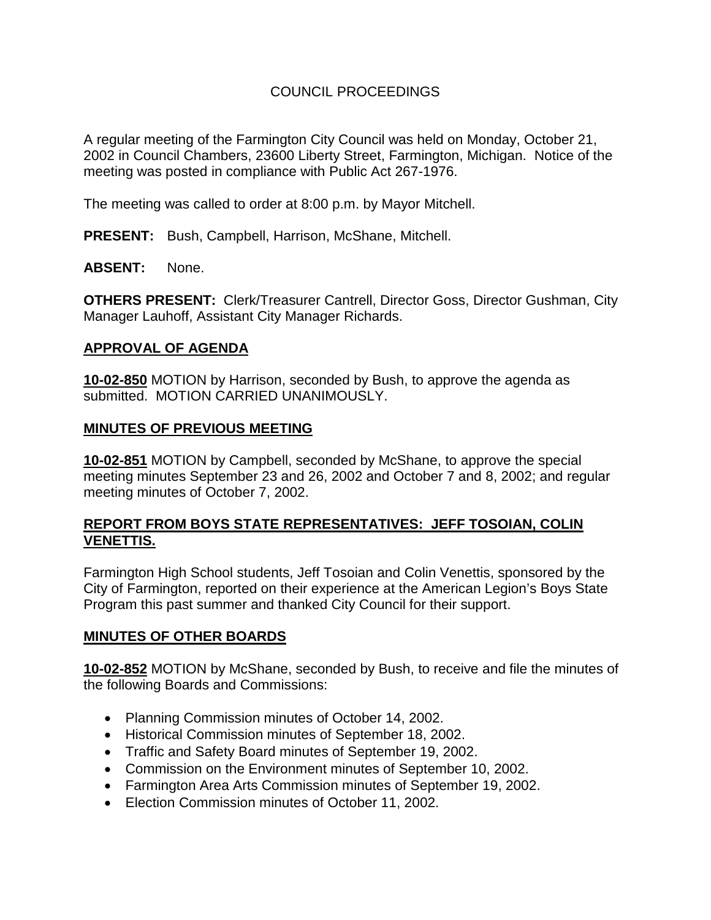# COUNCIL PROCEEDINGS

A regular meeting of the Farmington City Council was held on Monday, October 21, 2002 in Council Chambers, 23600 Liberty Street, Farmington, Michigan. Notice of the meeting was posted in compliance with Public Act 267-1976.

The meeting was called to order at 8:00 p.m. by Mayor Mitchell.

**PRESENT:** Bush, Campbell, Harrison, McShane, Mitchell.

**ABSENT:** None.

**OTHERS PRESENT:** Clerk/Treasurer Cantrell, Director Goss, Director Gushman, City Manager Lauhoff, Assistant City Manager Richards.

## APPROVAL OF AGENDA

**10-02-850** MOTION by Harrison, seconded by Bush, to approve the agenda as submitted. MOTION CARRIED UNANIMOUSLY.

## MINUTES OF PREVIOUS MEETING

**10-02-851** MOTION by Campbell, seconded by McShane, to approve the special meeting minutes September 23 and 26, 2002 and October 7 and 8, 2002; and regular meeting minutes of October 7, 2002.

## REPORT FROM BOYS STATE REPRESENTATIVES: JEFF TOSOIAN, COLIN VENETTIS.

Farmington High School students, Jeff Tosoian and Colin Venettis, sponsored by the City of Farmington, reported on their experience at the American Legion's Boys State Program this past summer and thanked City Council for their support.

## MINUTES OF OTHER BOARDS

**10-02-852** MOTION by McShane, seconded by Bush, to receive and file the minutes of the following Boards and Commissions:

- Planning Commission minutes of October 14, 2002.
- Historical Commission minutes of September 18, 2002.
- Traffic and Safety Board minutes of September 19, 2002.
- Commission on the Environment minutes of September 10, 2002.
- Farmington Area Arts Commission minutes of September 19, 2002.
- Election Commission minutes of October 11, 2002.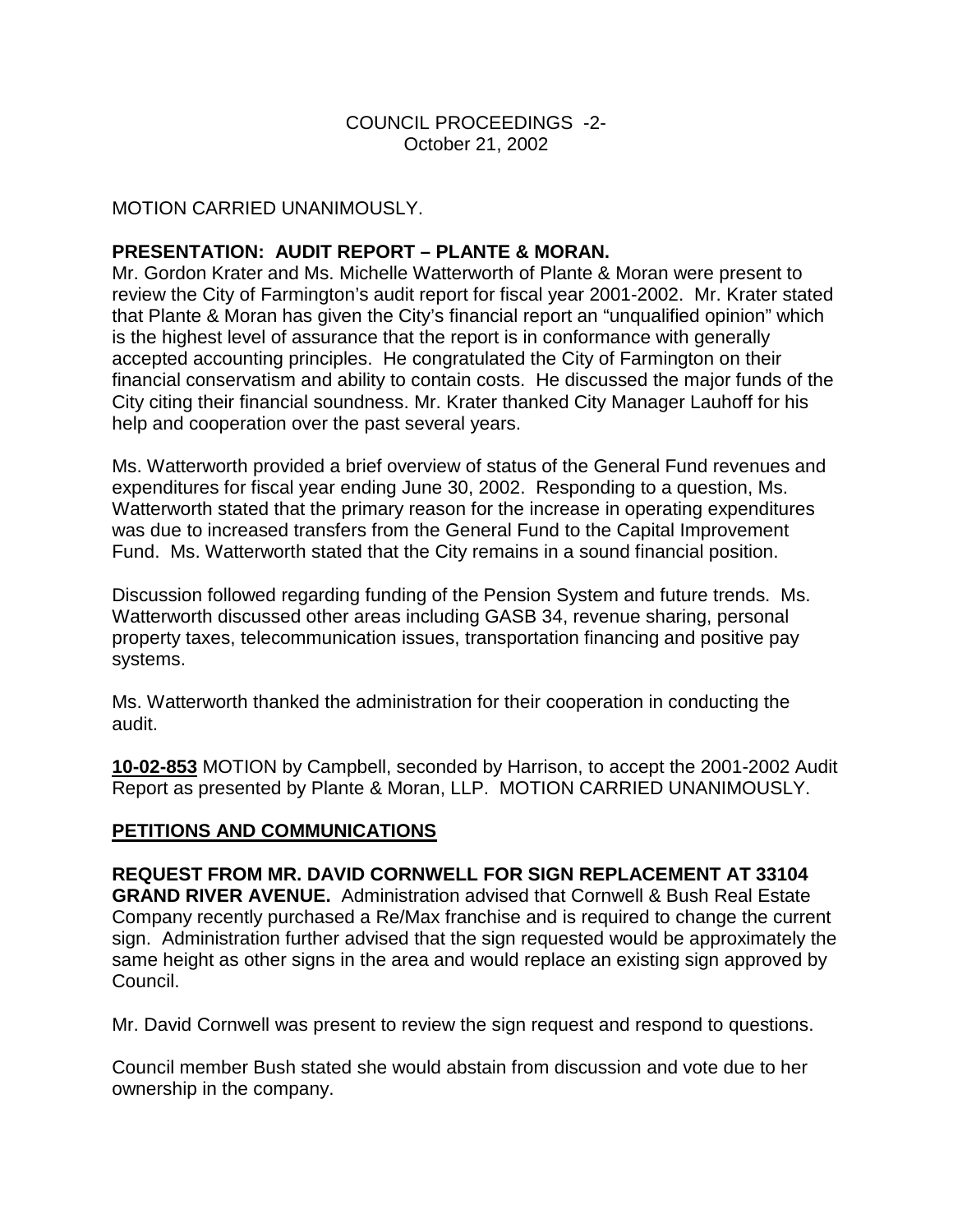MOTION CARRIED UNANIMOUSLY.

**PRESENTATION: AUDIT REPORT – PLANTE & MORAN.**
Mr. Gordon Krater and Ms. Michelle Watterworth of Plante & Moran were present to review the City of Farmington's audit report for fiscal year 2001-2002. Mr. Krater stated that Plante & Moran has given the City's financial report an "unqualified opinion" which is the highest level of assurance that the report is in conformance with generally accepted accounting principles. He congratulated the City of Farmington on their financial conservatism and ability to contain costs. He discussed the major funds of the City citing their financial soundness. Mr. Krater thanked City Manager Lauhoff for his help and cooperation over the past several years.

Ms. Watterworth provided a brief overview of status of the General Fund revenues and expenditures for fiscal year ending June 30, 2002. Responding to a question, Ms. Watterworth stated that the primary reason for the increase in operating expenditures was due to increased transfers from the General Fund to the Capital Improvement Fund. Ms. Watterworth stated that the City remains in a sound financial position.

Discussion followed regarding funding of the Pension System and future trends. Ms. Watterworth discussed other areas including GASB 34, revenue sharing, personal property taxes, telecommunication issues, transportation financing and positive pay systems.

Ms. Watterworth thanked the administration for their cooperation in conducting the audit.

**10-02-853** MOTION by Campbell, seconded by Harrison, to accept the 2001-2002 Audit Report as presented by Plante & Moran, LLP. MOTION CARRIED UNANIMOUSLY.

## PETITIONS AND COMMUNICATIONS

**REQUEST FROM MR. DAVID CORNWELL FOR SIGN REPLACEMENT AT 33104 GRAND RIVER AVENUE.** Administration advised that Cornwell & Bush Real Estate Company recently purchased a Re/Max franchise and is required to change the current sign. Administration further advised that the sign requested would be approximately the same height as other signs in the area and would replace an existing sign approved by Council.

Mr. David Cornwell was present to review the sign request and respond to questions.

Council member Bush stated she would abstain from discussion and vote due to her ownership in the company.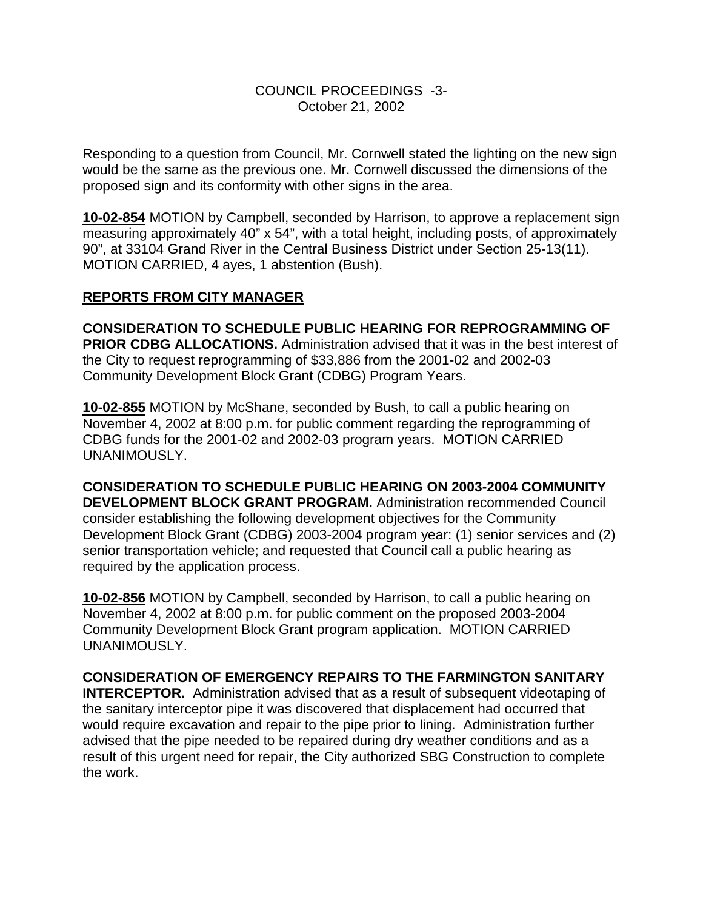Responding to a question from Council, Mr. Cornwell stated the lighting on the new sign would be the same as the previous one. Mr. Cornwell discussed the dimensions of the proposed sign and its conformity with other signs in the area.

**10-02-854** MOTION by Campbell, seconded by Harrison, to approve a replacement sign measuring approximately 40" x 54", with a total height, including posts, of approximately 90", at 33104 Grand River in the Central Business District under Section 25-13(11). MOTION CARRIED, 4 ayes, 1 abstention (Bush).

## REPORTS FROM CITY MANAGER

**CONSIDERATION TO SCHEDULE PUBLIC HEARING FOR REPROGRAMMING OF PRIOR CDBG ALLOCATIONS.** Administration advised that it was in the best interest of the City to request reprogramming of $33,886 from the 2001-02 and 2002-03 Community Development Block Grant (CDBG) Program Years.

**10-02-855** MOTION by McShane, seconded by Bush, to call a public hearing on November 4, 2002 at 8:00 p.m. for public comment regarding the reprogramming of CDBG funds for the 2001-02 and 2002-03 program years. MOTION CARRIED UNANIMOUSLY.

**CONSIDERATION TO SCHEDULE PUBLIC HEARING ON 2003-2004 COMMUNITY DEVELOPMENT BLOCK GRANT PROGRAM.** Administration recommended Council consider establishing the following development objectives for the Community Development Block Grant (CDBG) 2003-2004 program year: (1) senior services and (2) senior transportation vehicle; and requested that Council call a public hearing as required by the application process.

**10-02-856** MOTION by Campbell, seconded by Harrison, to call a public hearing on November 4, 2002 at 8:00 p.m. for public comment on the proposed 2003-2004 Community Development Block Grant program application. MOTION CARRIED UNANIMOUSLY.

**CONSIDERATION OF EMERGENCY REPAIRS TO THE FARMINGTON SANITARY INTERCEPTOR.** Administration advised that as a result of subsequent videotaping of the sanitary interceptor pipe it was discovered that displacement had occurred that would require excavation and repair to the pipe prior to lining. Administration further advised that the pipe needed to be repaired during dry weather conditions and as a result of this urgent need for repair, the City authorized SBG Construction to complete the work.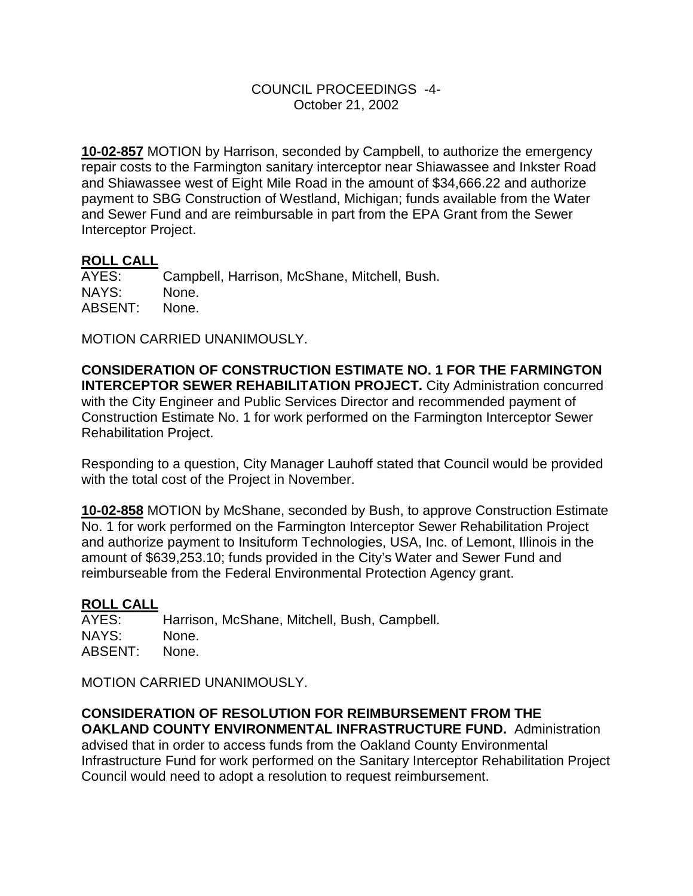**10-02-857** MOTION by Harrison, seconded by Campbell, to authorize the emergency repair costs to the Farmington sanitary interceptor near Shiawassee and Inkster Road and Shiawassee west of Eight Mile Road in the amount of $34,666.22 and authorize payment to SBG Construction of Westland, Michigan; funds available from the Water and Sewer Fund and are reimbursable in part from the EPA Grant from the Sewer Interceptor Project.

**ROLL CALL**

AYES: Campbell, Harrison, McShane, Mitchell, Bush.
NAYS: None.
ABSENT: None.

MOTION CARRIED UNANIMOUSLY.

**CONSIDERATION OF CONSTRUCTION ESTIMATE NO. 1 FOR THE FARMINGTON INTERCEPTOR SEWER REHABILITATION PROJECT.** City Administration concurred with the City Engineer and Public Services Director and recommended payment of Construction Estimate No. 1 for work performed on the Farmington Interceptor Sewer Rehabilitation Project.

Responding to a question, City Manager Lauhoff stated that Council would be provided with the total cost of the Project in November.

**10-02-858** MOTION by McShane, seconded by Bush, to approve Construction Estimate No. 1 for work performed on the Farmington Interceptor Sewer Rehabilitation Project and authorize payment to Insituform Technologies, USA, Inc. of Lemont, Illinois in the amount of $639,253.10; funds provided in the City's Water and Sewer Fund and reimburseable from the Federal Environmental Protection Agency grant.

**ROLL CALL**

AYES: Harrison, McShane, Mitchell, Bush, Campbell.
NAYS: None.
ABSENT: None.

MOTION CARRIED UNANIMOUSLY.

**CONSIDERATION OF RESOLUTION FOR REIMBURSEMENT FROM THE OAKLAND COUNTY ENVIRONMENTAL INFRASTRUCTURE FUND.** Administration advised that in order to access funds from the Oakland County Environmental Infrastructure Fund for work performed on the Sanitary Interceptor Rehabilitation Project Council would need to adopt a resolution to request reimbursement.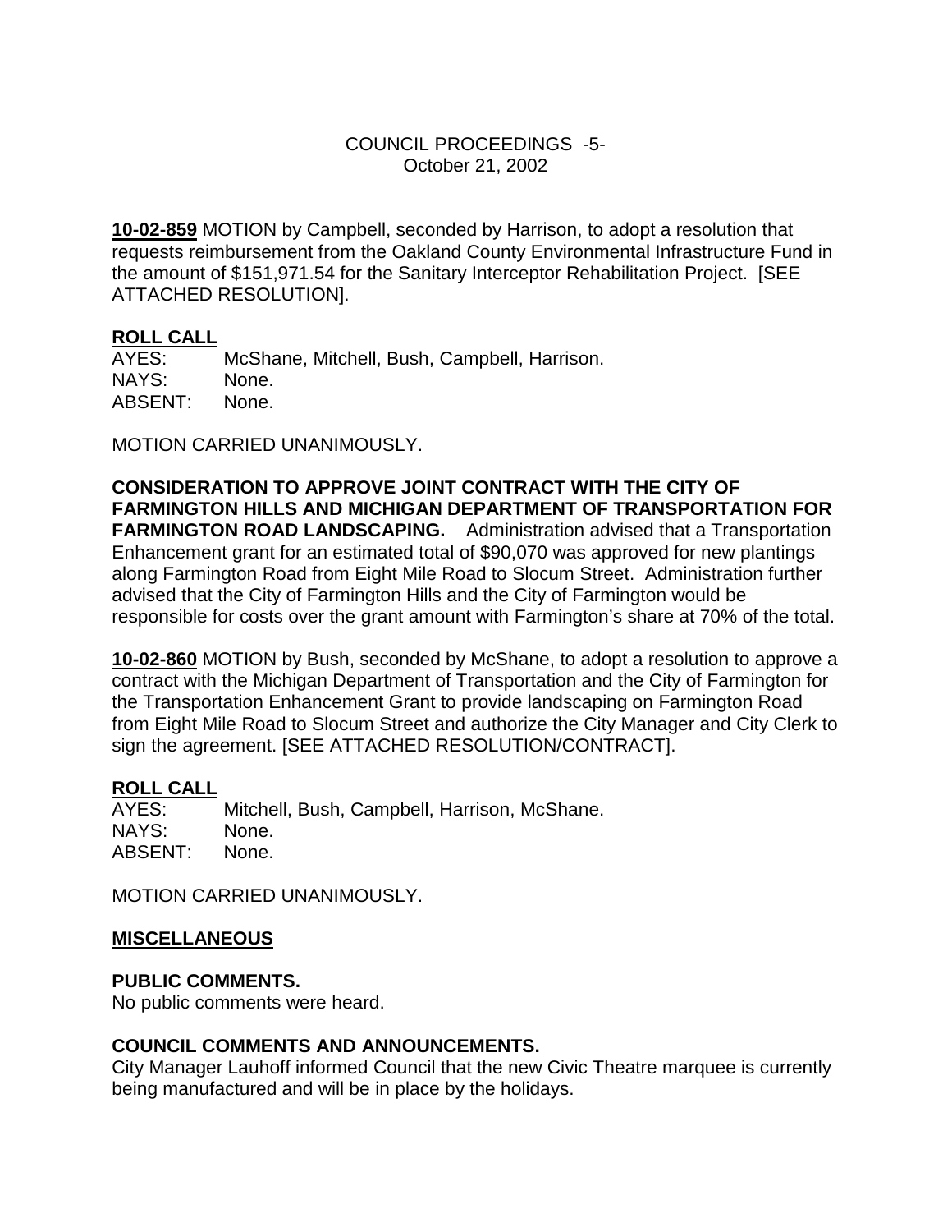**10-02-859** MOTION by Campbell, seconded by Harrison, to adopt a resolution that requests reimbursement from the Oakland County Environmental Infrastructure Fund in the amount of $151,971.54 for the Sanitary Interceptor Rehabilitation Project. [SEE ATTACHED RESOLUTION].

**ROLL CALL**
AYES: McShane, Mitchell, Bush, Campbell, Harrison.
NAYS: None.
ABSENT: None.

MOTION CARRIED UNANIMOUSLY.

**CONSIDERATION TO APPROVE JOINT CONTRACT WITH THE CITY OF FARMINGTON HILLS AND MICHIGAN DEPARTMENT OF TRANSPORTATION FOR FARMINGTON ROAD LANDSCAPING.** Administration advised that a Transportation Enhancement grant for an estimated total of $90,070 was approved for new plantings along Farmington Road from Eight Mile Road to Slocum Street. Administration further advised that the City of Farmington Hills and the City of Farmington would be responsible for costs over the grant amount with Farmington's share at 70% of the total.

**10-02-860** MOTION by Bush, seconded by McShane, to adopt a resolution to approve a contract with the Michigan Department of Transportation and the City of Farmington for the Transportation Enhancement Grant to provide landscaping on Farmington Road from Eight Mile Road to Slocum Street and authorize the City Manager and City Clerk to sign the agreement. [SEE ATTACHED RESOLUTION/CONTRACT].

**ROLL CALL**
AYES: Mitchell, Bush, Campbell, Harrison, McShane.
NAYS: None.
ABSENT: None.

MOTION CARRIED UNANIMOUSLY.

## MISCELLANEOUS

**PUBLIC COMMENTS.**
No public comments were heard.

**COUNCIL COMMENTS AND ANNOUNCEMENTS.**
City Manager Lauhoff informed Council that the new Civic Theatre marquee is currently being manufactured and will be in place by the holidays.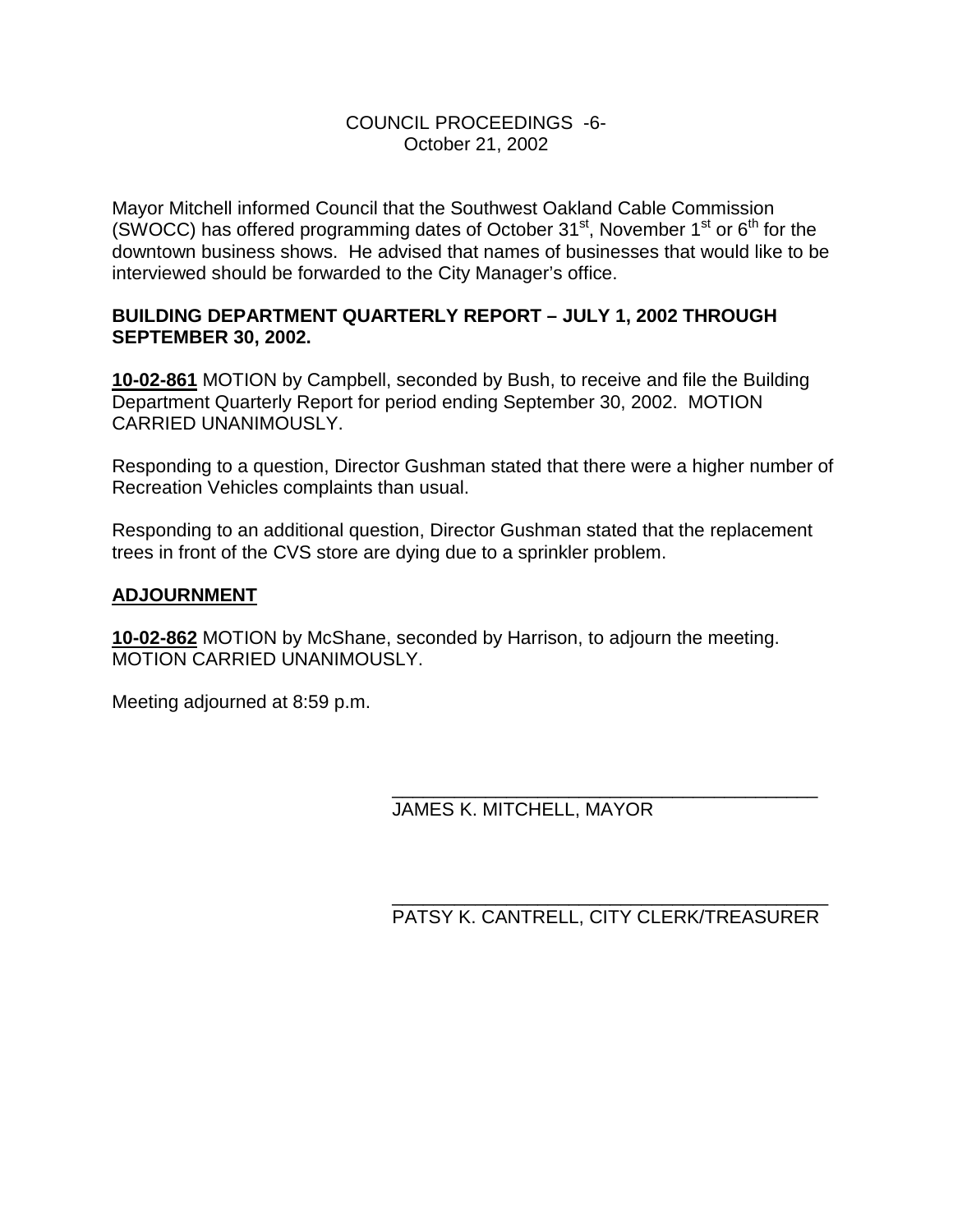Mayor Mitchell informed Council that the Southwest Oakland Cable Commission (SWOCC) has offered programming dates of October 31st, November 1st or 6th for the downtown business shows. He advised that names of businesses that would like to be interviewed should be forwarded to the City Manager's office.

**BUILDING DEPARTMENT QUARTERLY REPORT – JULY 1, 2002 THROUGH SEPTEMBER 30, 2002.**

**10-02-861** MOTION by Campbell, seconded by Bush, to receive and file the Building Department Quarterly Report for period ending September 30, 2002. MOTION CARRIED UNANIMOUSLY.

Responding to a question, Director Gushman stated that there were a higher number of Recreation Vehicles complaints than usual.

Responding to an additional question, Director Gushman stated that the replacement trees in front of the CVS store are dying due to a sprinkler problem.

**ADJOURNMENT**

**10-02-862** MOTION by McShane, seconded by Harrison, to adjourn the meeting. MOTION CARRIED UNANIMOUSLY.

Meeting adjourned at 8:59 p.m.

\_\_\_\_\_\_\_\_\_\_\_\_\_\_\_\_\_\_\_\_\_\_\_\_\_\_\_\_\_\_\_\_\_\_\_\_\_\_\_\_
JAMES K. MITCHELL, MAYOR

\_\_\_\_\_\_\_\_\_\_\_\_\_\_\_\_\_\_\_\_\_\_\_\_\_\_\_\_\_\_\_\_\_\_\_\_\_\_\_\_
PATSY K. CANTRELL, CITY CLERK/TREASURER